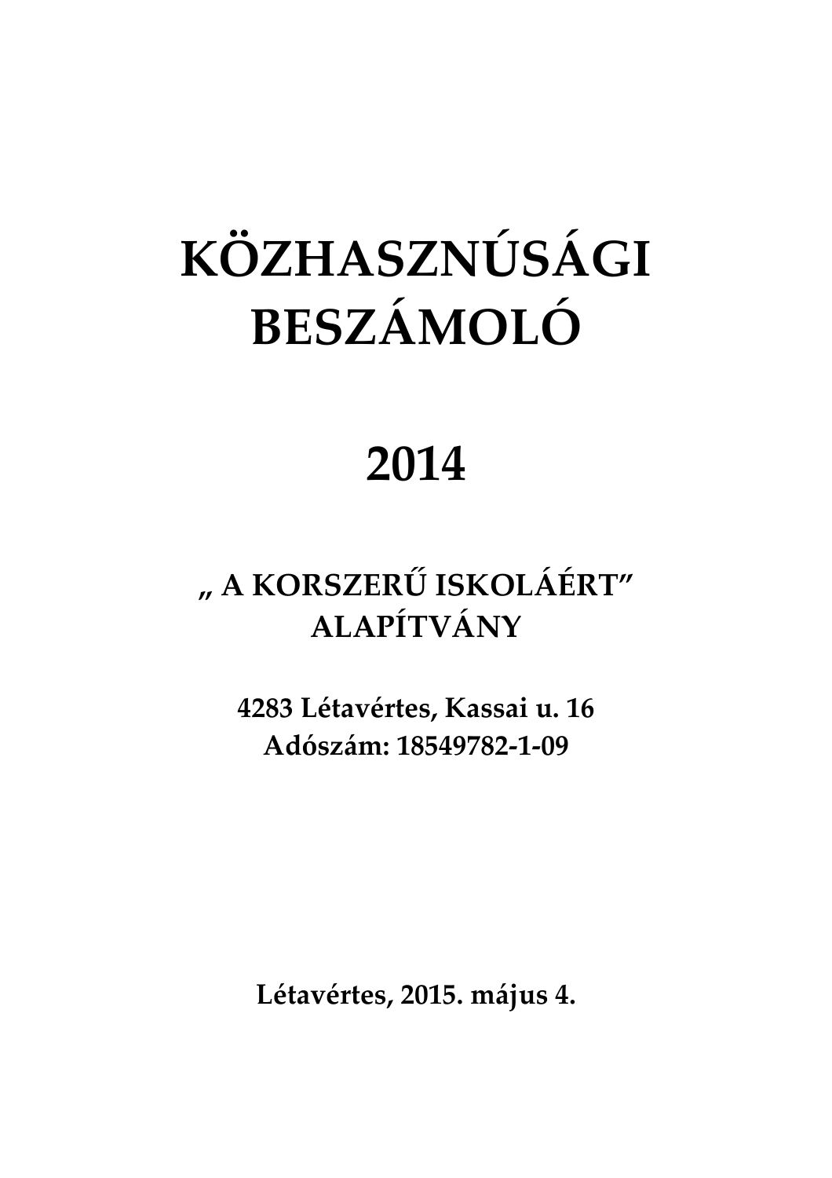# KÖZHASZNÚSÁGI BESZÁMOLÓ

# 2014

## „ A KORSZERŰ ISKOLÁÉRT” ALAPÍTVÁNY

**4283 Létavértes, Kassai u. 16**
**Adószám: 18549782-1-09**

**Létavértes, 2015. május 4.**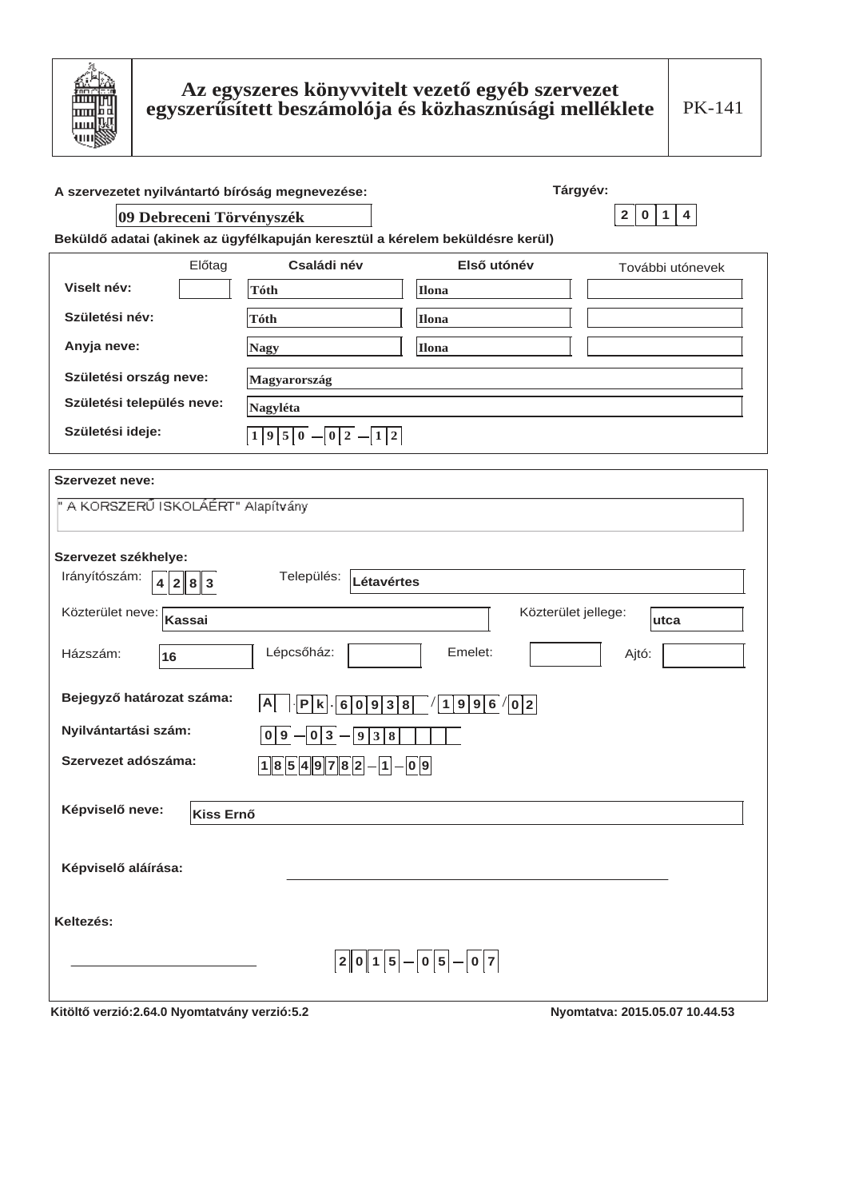# Az egyszeres könyvvitelt vezető egyéb szervezet egyszerűsített beszámolója és közhasznúsági melléklete

PK-141

**A szervezetet nyilvántartó bíróság megnevezése:** 09 Debreceni Törvényszék

**Tárgyév:** 2014

**Beküldő adatai (akinek az ügyfélkapuján keresztül a kérelem beküldésre kerül)**

| | Előtag | Családi név | Első utónév | További utónevek |
|---|---|---|---|---|
| Viselt név: | | Tóth | Ilona | |
| Születési név: | | Tóth | Ilona | |
| Anyja neve: | | Nagy | Ilona | |

**Születési ország neve:** Magyarország

**Születési település neve:** Nagyléta

**Születési ideje:** 1950 – 02 – 12

**Szervezet neve:**

" A KORSZERŰ ISKOLÁÉRT" Alapítvány

**Szervezet székhelye:**

Irányítószám: 4283 Település: Létavértes

Közterület neve: Kassai Közterület jellege: utca

Házszám: 16 Lépcsőház: Emelet: Ajtó:

**Bejegyző határozat száma:** A.Pk.60938/1996/02

**Nyilvántartási szám:** 09 – 03 – 938

**Szervezet adószáma:** 18549782 – 1 – 09

**Képviselő neve:** Kiss Ernő

**Képviselő aláírása:**

**Keltezés:**

2015 – 05 – 07

Kitöltő verzió:2.64.0 Nyomtatvány verzió:5.2 Nyomtatva: 2015.05.07 10.44.53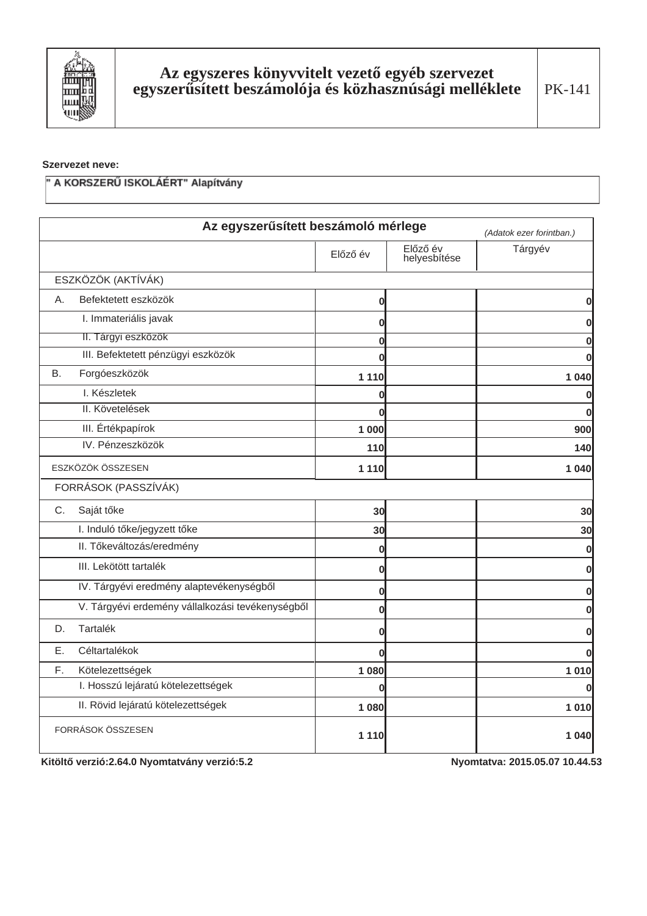# Az egyszeres könyvvitelt vezető egyéb szervezet egyszerűsített beszámolója és közhasznúsági melléklete

PK-141

**Szervezet neve:**

**" A KORSZERŰ ISKOLÁÉRT" Alapítvány**

## Az egyszerűsített beszámoló mérlege

*(Adatok ezer forintban.)*

| | Előző év | Előző év helyesbítése | Tárgyév |
|---|---|---|---|
| ESZKÖZÖK (AKTÍVÁK) | | | |
| A. Befektetett eszközök | 0 | | 0 |
| I. Immateriális javak | 0 | | 0 |
| II. Tárgyi eszközök | 0 | | 0 |
| III. Befektetett pénzügyi eszközök | 0 | | 0 |
| B. Forgóeszközök | 1 110 | | 1 040 |
| I. Készletek | 0 | | 0 |
| II. Követelések | 0 | | 0 |
| III. Értékpapírok | 1 000 | | 900 |
| IV. Pénzeszközök | 110 | | 140 |
| ESZKÖZÖK ÖSSZESEN | 1 110 | | 1 040 |
| FORRÁSOK (PASSZÍVÁK) | | | |
| C. Saját tőke | 30 | | 30 |
| I. Induló tőke/jegyzett tőke | 30 | | 30 |
| II. Tőkeváltozás/eredmény | 0 | | 0 |
| III. Lekötött tartalék | 0 | | 0 |
| IV. Tárgyévi eredmény alaptevékenységből | 0 | | 0 |
| V. Tárgyévi erdemény vállalkozási tevékenységből | 0 | | 0 |
| D. Tartalék | 0 | | 0 |
| E. Céltartalékok | 0 | | 0 |
| F. Kötelezettségek | 1 080 | | 1 010 |
| I. Hosszú lejáratú kötelezettségek | 0 | | 0 |
| II. Rövid lejáratú kötelezettségek | 1 080 | | 1 010 |
| FORRÁSOK ÖSSZESEN | 1 110 | | 1 040 |

Kitöltő verzió:2.64.0 Nyomtatvány verzió:5.2 Nyomtatva: 2015.05.07 10.44.53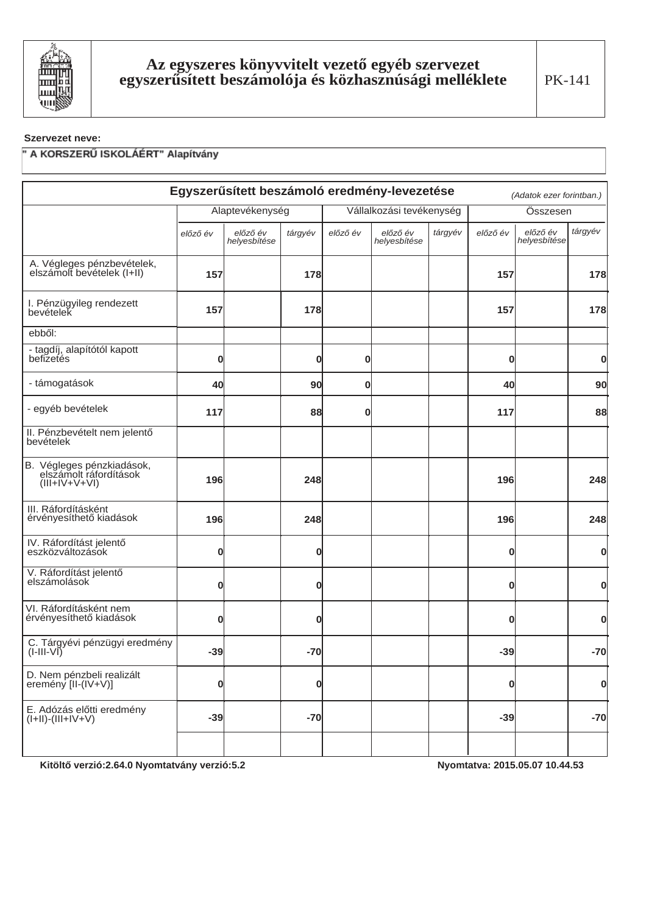# Az egyszeres könyvvitelt vezető egyéb szervezet egyszerűsített beszámolója és közhasznúsági melléklete

PK-141

**Szervezet neve:**

" A KORSZERŰ ISKOLÁÉRT" Alapítvány

## Egyszerűsített beszámoló eredmény-levezetése

*(Adatok ezer forintban.)*

| | Alaptevékenység | | | Vállalkozási tevékenység | | | Összesen | | |
|---|---|---|---|---|---|---|---|---|---|
| | *előző év* | *előző év helyesbítése* | *tárgyév* | *előző év* | *előző év helyesbítése* | *tárgyév* | *előző év* | *előző év helyesbítése* | *tárgyév* |
| A. Végleges pénzbevételek, elszámolt bevételek (I+II) | 157 | | 178 | | | | 157 | | 178 |
| I. Pénzügyileg rendezett bevételek | 157 | | 178 | | | | 157 | | 178 |
| ebből: | | | | | | | | | |
| - tagdíj, alapítótól kapott befizetés | 0 | | 0 | 0 | | | 0 | | 0 |
| - támogatások | 40 | | 90 | 0 | | | 40 | | 90 |
| - egyéb bevételek | 117 | | 88 | 0 | | | 117 | | 88 |
| II. Pénzbevételt nem jelentő bevételek | | | | | | | | | |
| B. Végleges pénzkiadások, elszámolt ráfordítások (III+IV+V+VI) | 196 | | 248 | | | | 196 | | 248 |
| III. Ráfordításként érvényesíthető kiadások | 196 | | 248 | | | | 196 | | 248 |
| IV. Ráfordítást jelentő eszközváltozások | 0 | | 0 | | | | 0 | | 0 |
| V. Ráfordítást jelentő elszámolások | 0 | | 0 | | | | 0 | | 0 |
| VI. Ráfordításként nem érvényesíthető kiadások | 0 | | 0 | | | | 0 | | 0 |
| C. Tárgyévi pénzügyi eredmény (I-III-VI) | -39 | | -70 | | | | -39 | | -70 |
| D. Nem pénzbeli realizált eremény [II-(IV+V)] | 0 | | 0 | | | | 0 | | 0 |
| E. Adózás előtti eredmény (I+II)-(III+IV+V) | -39 | | -70 | | | | -39 | | -70 |
| | | | | | | | | | |

Kitöltő verzió:2.64.0 Nyomtatvány verzió:5.2 | Nyomtatva: 2015.05.07 10.44.53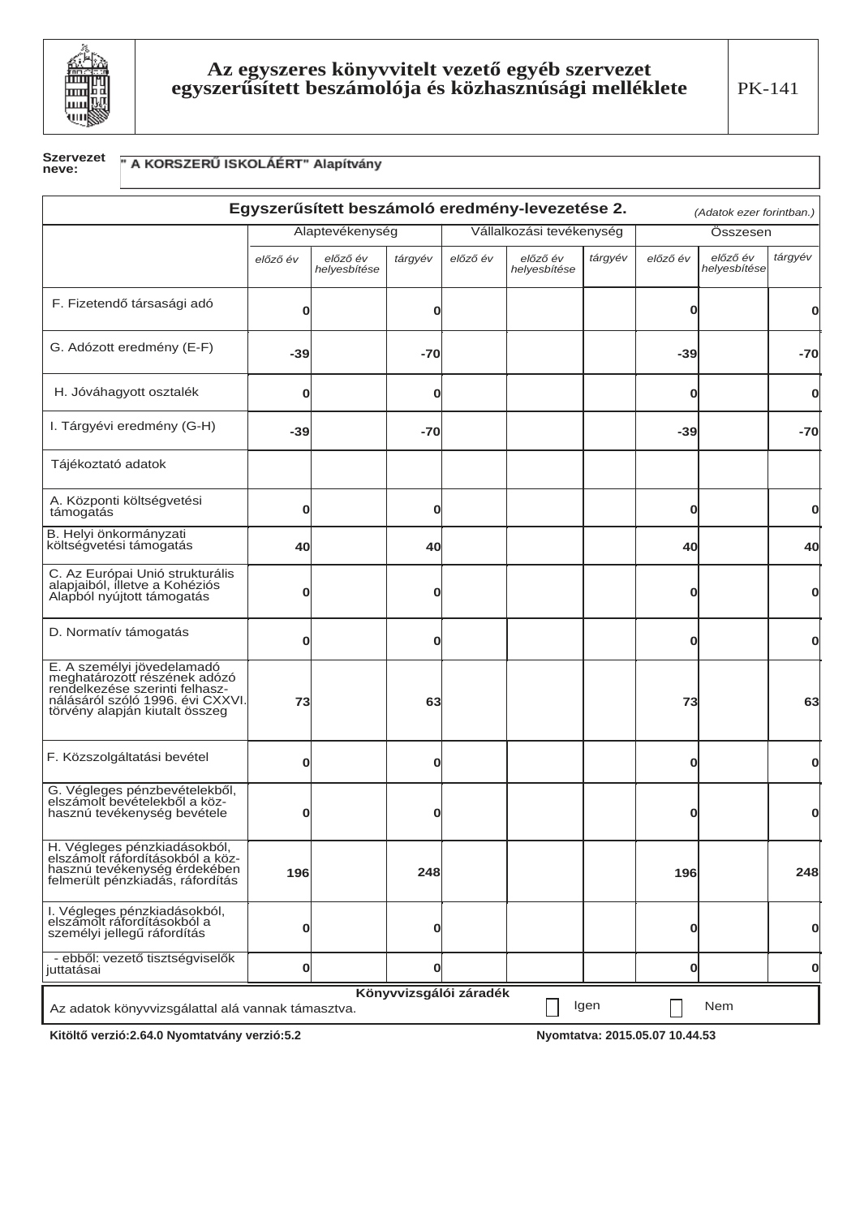# Az egyszeres könyvvitelt vezető egyéb szervezet egyszerűsített beszámolója és közhasznúsági melléklete

PK-141

**Szervezet neve:** " A KORSZERŰ ISKOLÁÉRT" Alapítvány

## Egyszerűsített beszámoló eredmény-levezetése 2.

*(Adatok ezer forintban.)*

| | Alaptevékenység | | | Vállalkozási tevékenység | | | Összesen | | |
|---|---|---|---|---|---|---|---|---|---|
| | *előző év* | *előző év helyesbítése* | *tárgyév* | *előző év* | *előző év helyesbítése* | *tárgyév* | *előző év* | *előző év helyesbítése* | *tárgyév* |
| F. Fizetendő társasági adó | **0** | | **0** | | | | **0** | | **0** |
| G. Adózott eredmény (E-F) | **-39** | | **-70** | | | | **-39** | | **-70** |
| H. Jóváhagyott osztalék | **0** | | **0** | | | | **0** | | **0** |
| I. Tárgyévi eredmény (G-H) | **-39** | | **-70** | | | | **-39** | | **-70** |
| Tájékoztató adatok | | | | | | | | | |
| A. Központi költségvetési támogatás | **0** | | **0** | | | | **0** | | **0** |
| B. Helyi önkormányzati költségvetési támogatás | **40** | | **40** | | | | **40** | | **40** |
| C. Az Európai Unió strukturális alapjaiból, illetve a Kohéziós Alapból nyújtott támogatás | **0** | | **0** | | | | **0** | | **0** |
| D. Normatív támogatás | **0** | | **0** | | | | **0** | | **0** |
| E. A személyi jövedelamadó meghatározott részének adózó rendelkezése szerinti felhasználásáról szóló 1996. évi CXXVI. törvény alapján kiutalt összeg | **73** | | **63** | | | | **73** | | **63** |
| F. Közszolgáltatási bevétel | **0** | | **0** | | | | **0** | | **0** |
| G. Végleges pénzbevételekből, elszámolt bevételekből a közhasznú tevékenység bevétele | **0** | | **0** | | | | **0** | | **0** |
| H. Végleges pénzkiadásokból, elszámolt ráfordításokból a közhasznú tevékenység érdekében felmerült pénzkiadás, ráfordítás | **196** | | **248** | | | | **196** | | **248** |
| I. Végleges pénzkiadásokból, elszámolt ráfordításokból a személyi jellegű ráfordítás | **0** | | **0** | | | | **0** | | **0** |
| - ebből: vezető tisztségviselők juttatásai | **0** | | **0** | | | | **0** | | **0** |

**Könyvvizsgálói záradék**

Az adatok könyvvizsgálattal alá vannak támasztva. ☐ Igen ☐ Nem

**Kitöltő verzió:2.64.0 Nyomtatvány verzió:5.2** **Nyomtatva: 2015.05.07 10.44.53**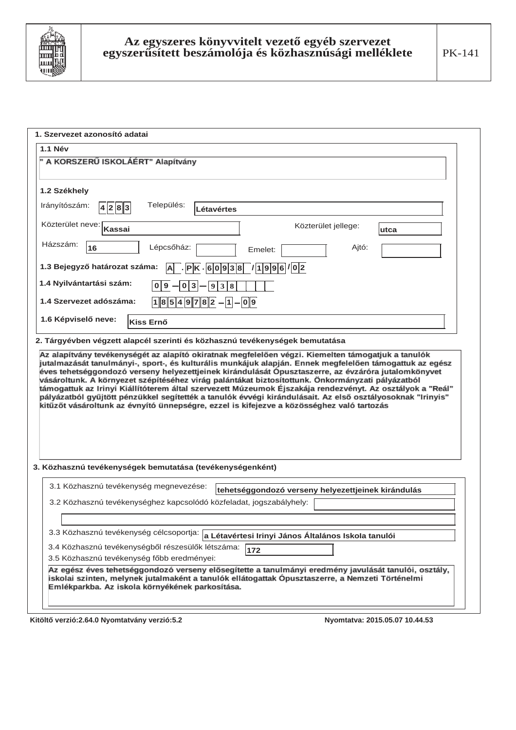# Az egyszeres könyvvitelt vezető egyéb szervezet egyszerűsített beszámolója és közhasznúsági melléklete

PK-141

## 1. Szervezet azonosító adatai

**1.1 Név**

" A KORSZERŰ ISKOLÁÉRT" Alapítvány

**1.2 Székhely**

Irányítószám: 4283 Település: Létavértes

Közterület neve: Kassai Közterület jellege: utca

Házszám: 16 Lépcsőház: Emelet: Ajtó:

**1.3 Bejegyző határozat száma:** A . PK . 60938 /1996 /02

**1.4 Nyilvántartási szám:** 09 – 03 – 938

**1.4 Szervezet adószáma:** 18549782 – 1 – 09

**1.6 Képviselő neve:** Kiss Ernő

## 2. Tárgyévben végzett alapcél szerinti és közhasznú tevékenységek bemutatása

Az alapítvány tevékenységét az alapító okiratnak megfelelően végzi. Kiemelten támogatjuk a tanulók jutalmazását tanulmányi-, sport-, és kulturális munkájuk alapján. Ennek megfelelően támogattuk az egész éves tehetséggondozó verseny helyezettjeinek kirándulását Ópusztaszerre, az évzáróra jutalomkönyvet vásároltunk. A környezet szépítéséhez virág palántákat biztosítottunk. Önkormányzati pályázatból támogattuk az Irinyi Kiállítóterem által szervezett Múzeumok Éjszakája rendezvényt. Az osztályok a "Reál" pályázatból gyűjtött pénzükkel segítették a tanulók évvégi kirándulásait. Az első osztályosoknak "Irinyis" kitűzőt vásároltunk az évnyitó ünnepségre, ezzel is kifejezve a közösséghez való tartozás

## 3. Közhasznú tevékenységek bemutatása (tevékenységenként)

3.1 Közhasznú tevékenység megnevezése: tehetséggondozó verseny helyezettjeinek kirándulás

3.2 Közhasznú tevékenységhez kapcsolódó közfeladat, jogszabályhely:

3.3 Közhasznú tevékenység célcsoportja: a Létavértesi Irinyi János Általános Iskola tanulói

3.4 Közhasznú tevékenységből részesülők létszáma: 172

3.5 Közhasznú tevékenység főbb eredményei:

Az egész éves tehetséggondozó verseny elősegítette a tanulmányi eredmény javulását tanulói, osztály, iskolai szinten, melynek jutalmaként a tanulók ellátogattak Ópusztaszerre, a Nemzeti Történelmi Emlékparkba. Az iskola környékének parkosítása.

Kitöltő verzió:2.64.0 Nyomtatvány verzió:5.2 Nyomtatva: 2015.05.07 10.44.53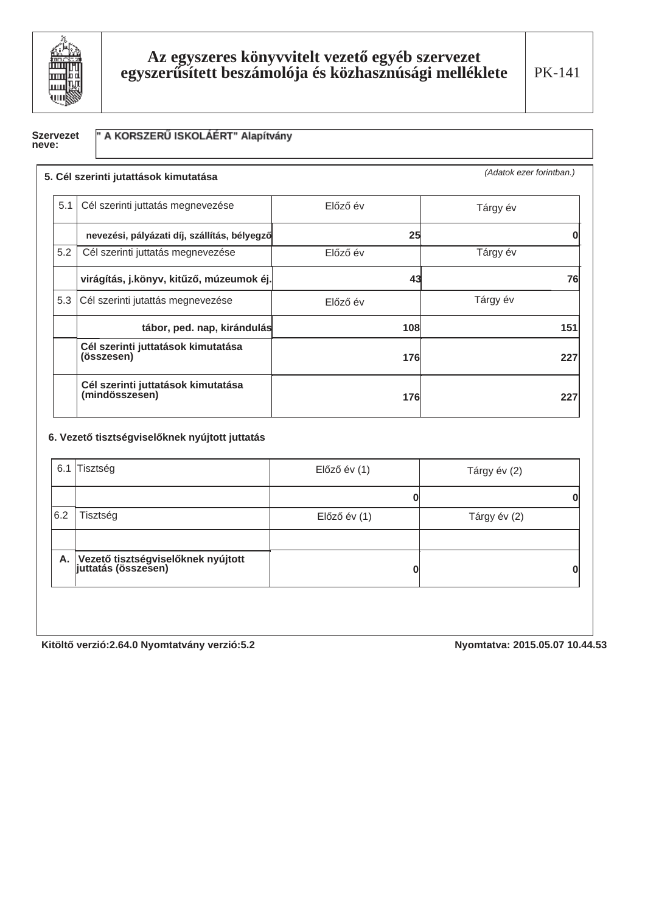# Az egyszeres könyvvitelt vezető egyéb szervezet egyszerűsített beszámolója és közhasznúsági melléklete

PK-141

**Szervezet neve:** " A KORSZERŰ ISKOLÁÉRT" Alapítvány

## 5. Cél szerinti jutattások kimutatása

*(Adatok ezer forintban.)*

| | | | |
|---|---|---|---|
| 5.1 | Cél szerinti juttatás megnevezése | Előző év | Tárgy év |
| | **nevezési, pályázati díj, szállítás, bélyegző** | **25** | **0** |
| 5.2 | Cél szerinti juttatás megnevezése | Előző év | Tárgy év |
| | **virágítás, j.könyv, kitűző, múzeumok éj.** | **43** | **76** |
| 5.3 | Cél szerinti jutattás megnevezése | Előző év | Tárgy év |
| | **tábor, ped. nap, kirándulás** | **108** | **151** |
| | **Cél szerinti juttatások kimutatása (összesen)** | **176** | **227** |
| | **Cél szerinti juttatások kimutatása (mindösszesen)** | **176** | **227** |

## 6. Vezető tisztségviselőknek nyújtott juttatás

| | | | |
|---|---|---|---|
| 6.1 | Tisztség | Előző év (1) | Tárgy év (2) |
| | | **0** | **0** |
| 6.2 | Tisztség | Előző év (1) | Tárgy év (2) |
| | | | |
| **A.** | **Vezető tisztségviselőknek nyújtott juttatás (összesen)** | **0** | **0** |

**Kitöltő verzió:2.64.0 Nyomtatvány verzió:5.2** **Nyomtatva: 2015.05.07 10.44.53**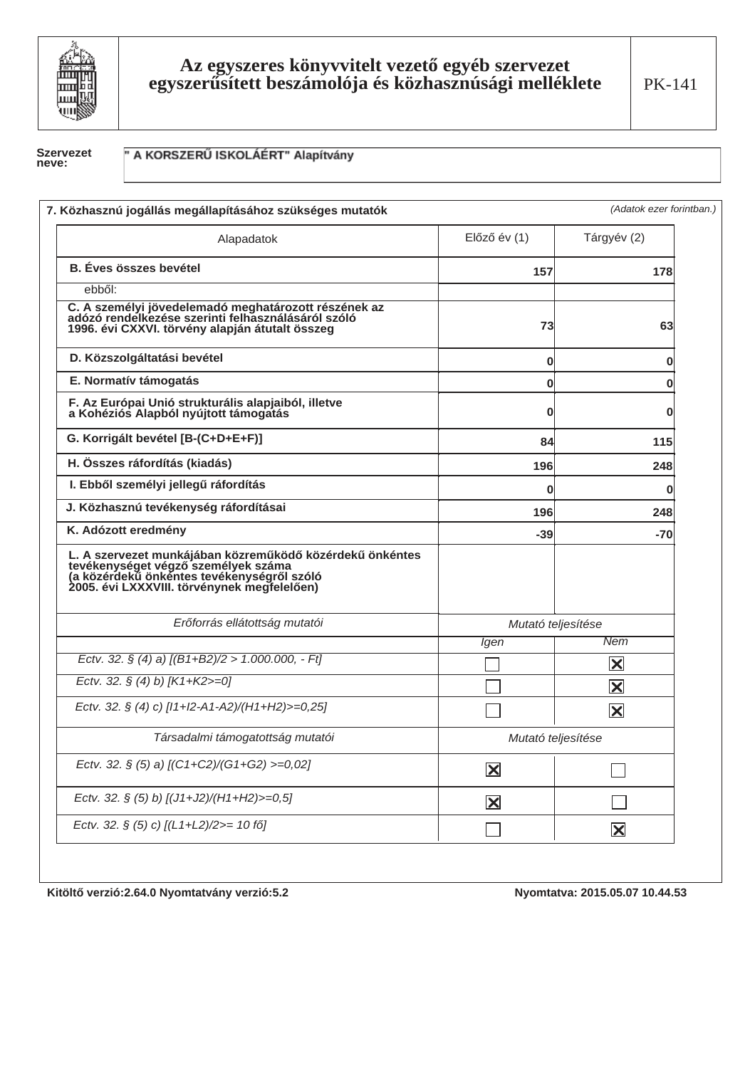# Az egyszeres könyvvitelt vezető egyéb szervezet egyszerűsített beszámolója és közhasznúsági melléklete

PK-141

**Szervezet neve:** " A KORSZERŰ ISKOLÁÉRT" Alapítvány

**7. Közhasznú jogállás megállapításához szükséges mutatók** *(Adatok ezer forintban.)*

| Alapadatok | Előző év (1) | Tárgyév (2) |
|---|---|---|
| **B. Éves összes bevétel** | 157 | 178 |
| ebből: | | |
| **C. A személyi jövedelemadó meghatározott részének az adózó rendelkezése szerinti felhasználásáról szóló 1996. évi CXXVI. törvény alapján átutalt összeg** | 73 | 63 |
| **D. Közszolgáltatási bevétel** | 0 | 0 |
| **E. Normatív támogatás** | 0 | 0 |
| **F. Az Európai Unió strukturális alapjaiból, illetve a Kohéziós Alapból nyújtott támogatás** | 0 | 0 |
| **G. Korrigált bevétel [B-(C+D+E+F)]** | 84 | 115 |
| **H. Összes ráfordítás (kiadás)** | 196 | 248 |
| **I. Ebből személyi jellegű ráfordítás** | 0 | 0 |
| **J. Közhasznú tevékenység ráfordításai** | 196 | 248 |
| **K. Adózott eredmény** | -39 | -70 |
| **L. A szervezet munkájában közreműködő közérdekű önkéntes tevékenységet végző személyek száma (a közérdekű önkéntes tevékenységről szóló 2005. évi LXXXVIII. törvénynek megfelelően)** | | |

| *Erőforrás ellátottság mutatói* | *Mutató teljesítése* | |
|---|---|---|
| | *Igen* | *Nem* |
| *Ectv. 32. § (4) a) [(B1+B2)/2 > 1.000.000, - Ft]* | ☐ | ☒ |
| *Ectv. 32. § (4) b) [K1+K2>=0]* | ☐ | ☒ |
| *Ectv. 32. § (4) c) [I1+I2-A1-A2)/(H1+H2)>=0,25]* | ☐ | ☒ |

| *Társadalmi támogatottság mutatói* | *Mutató teljesítése* | |
|---|---|---|
| *Ectv. 32. § (5) a) [(C1+C2)/(G1+G2) >=0,02]* | ☒ | ☐ |
| *Ectv. 32. § (5) b) [(J1+J2)/(H1+H2)>=0,5]* | ☒ | ☐ |
| *Ectv. 32. § (5) c) [(L1+L2)/2>= 10 fő]* | ☐ | ☒ |

Kitöltő verzió:2.64.0 Nyomtatvány verzió:5.2 Nyomtatva: 2015.05.07 10.44.53